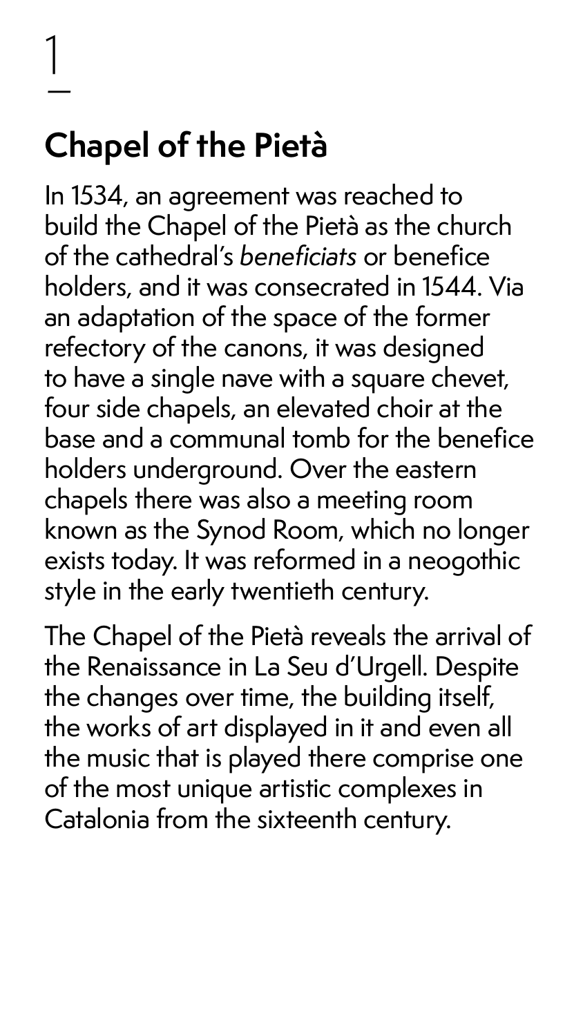1

## Chapel of the Pietà

In 1534, an agreement was reached to build the Chapel of the Pietà as the church of the cathedral's *beneficiats* or benefice holders, and it was consecrated in 1544. Via an adaptation of the space of the former refectory of the canons, it was designed to have a single nave with a square chevet, four side chapels, an elevated choir at the base and a communal tomb for the benefice holders underground. Over the eastern chapels there was also a meeting room known as the Synod Room, which no longer exists today. It was reformed in a neogothic style in the early twentieth century.

The Chapel of the Pietà reveals the arrival of the Renaissance in La Seu d'Urgell. Despite the changes over time, the building itself, the works of art displayed in it and even all the music that is played there comprise one of the most unique artistic complexes in Catalonia from the sixteenth century.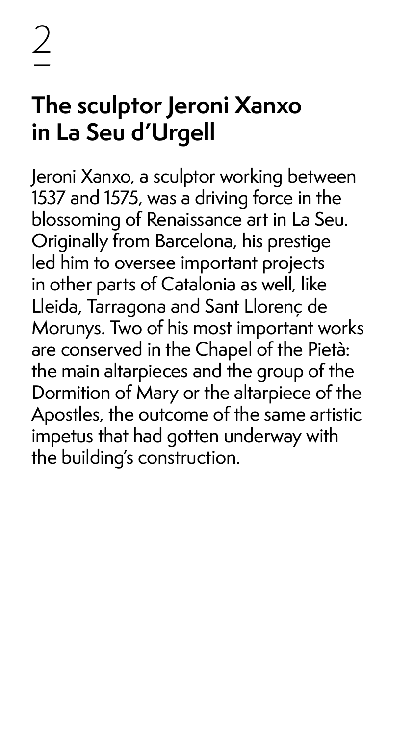2

## The sculptor Jeroni Xanxo in La Seu d'Urgell

Jeroni Xanxo, a sculptor working between 1537 and 1575, was a driving force in the blossoming of Renaissance art in La Seu. Originally from Barcelona, his prestige led him to oversee important projects in other parts of Catalonia as well, like Lleida, Tarragona and Sant Llorenç de Morunys. Two of his most important works are conserved in the Chapel of the Pietà: the main altarpieces and the group of the Dormition of Mary or the altarpiece of the Apostles, the outcome of the same artistic impetus that had gotten underway with the building's construction.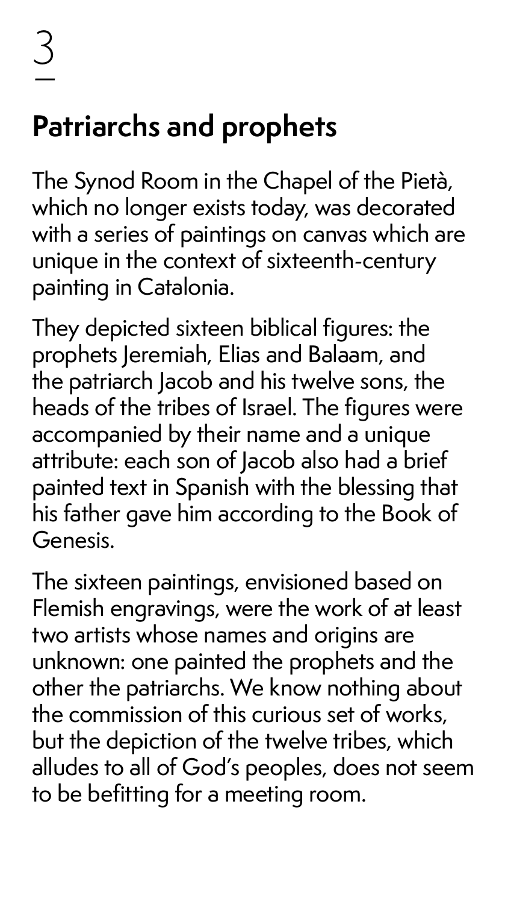3

## Patriarchs and prophets

The Synod Room in the Chapel of the Pietà, which no longer exists today, was decorated with a series of paintings on canvas which are unique in the context of sixteenth-century painting in Catalonia.

They depicted sixteen biblical figures: the prophets Jeremiah, Elias and Balaam, and the patriarch Jacob and his twelve sons, the heads of the tribes of Israel. The figures were accompanied by their name and a unique attribute: each son of Jacob also had a brief painted text in Spanish with the blessing that his father gave him according to the Book of Genesis.

The sixteen paintings, envisioned based on Flemish engravings, were the work of at least two artists whose names and origins are unknown: one painted the prophets and the other the patriarchs. We know nothing about the commission of this curious set of works, but the depiction of the twelve tribes, which alludes to all of God's peoples, does not seem to be befitting for a meeting room.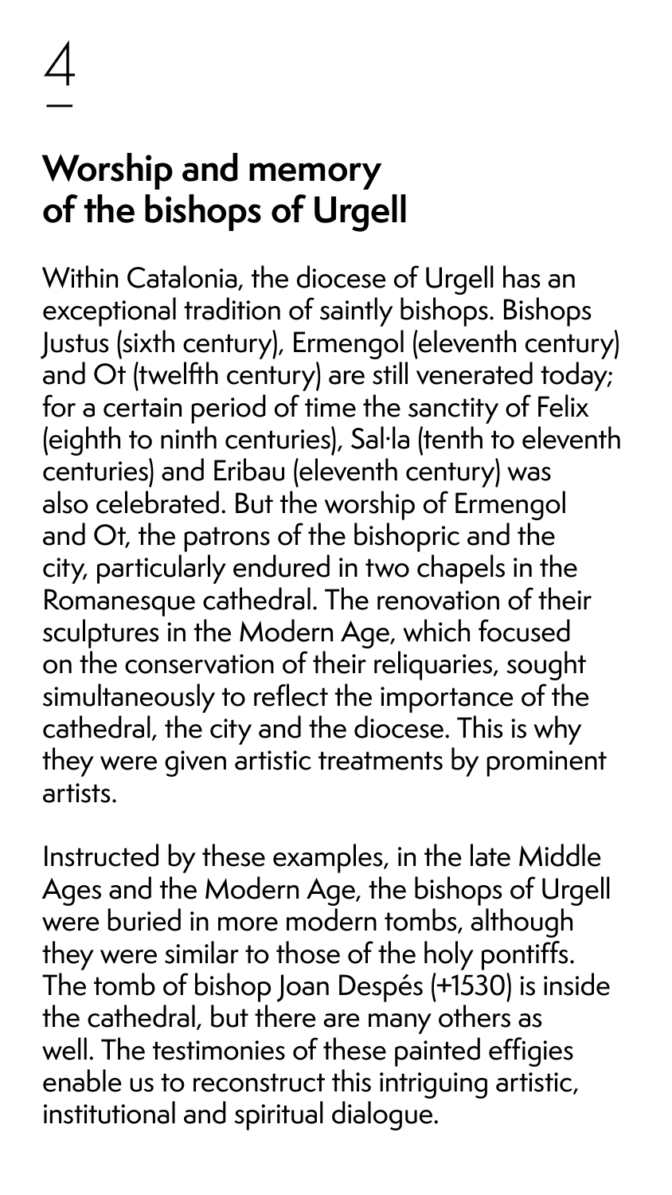4

—

# Worship and memory of the bishops of Urgell

Within Catalonia, the diocese of Urgell has an exceptional tradition of saintly bishops. Bishops Justus (sixth century), Ermengol (eleventh century) and Ot (twelfth century) are still venerated today; for a certain period of time the sanctity of Felix (eighth to ninth centuries), Sal·la (tenth to eleventh centuries) and Eribau (eleventh century) was also celebrated. But the worship of Ermengol and Ot, the patrons of the bishopric and the city, particularly endured in two chapels in the Romanesque cathedral. The renovation of their sculptures in the Modern Age, which focused on the conservation of their reliquaries, sought simultaneously to reflect the importance of the cathedral, the city and the diocese. This is why they were given artistic treatments by prominent artists.

Instructed by these examples, in the late Middle Ages and the Modern Age, the bishops of Urgell were buried in more modern tombs, although they were similar to those of the holy pontiffs. The tomb of bishop Joan Despés (+1530) is inside the cathedral, but there are many others as well. The testimonies of these painted effigies enable us to reconstruct this intriguing artistic, institutional and spiritual dialogue.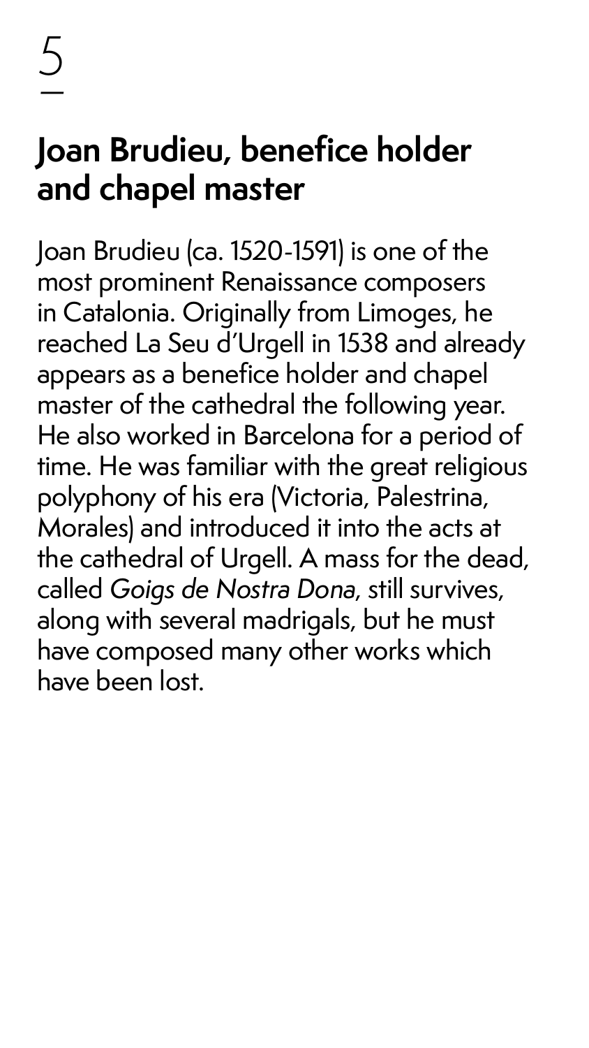## Joan Brudieu, benefice holder and chapel master

Joan Brudieu (ca. 1520-1591) is one of the most prominent Renaissance composers in Catalonia. Originally from Limoges, he reached La Seu d'Urgell in 1538 and already appears as a benefice holder and chapel master of the cathedral the following year. He also worked in Barcelona for a period of time. He was familiar with the great religious polyphony of his era (Victoria, Palestrina, Morales) and introduced it into the acts at the cathedral of Urgell. A mass for the dead, called *Goigs de Nostra Dona*, still survives, along with several madrigals, but he must have composed many other works which have been lost.